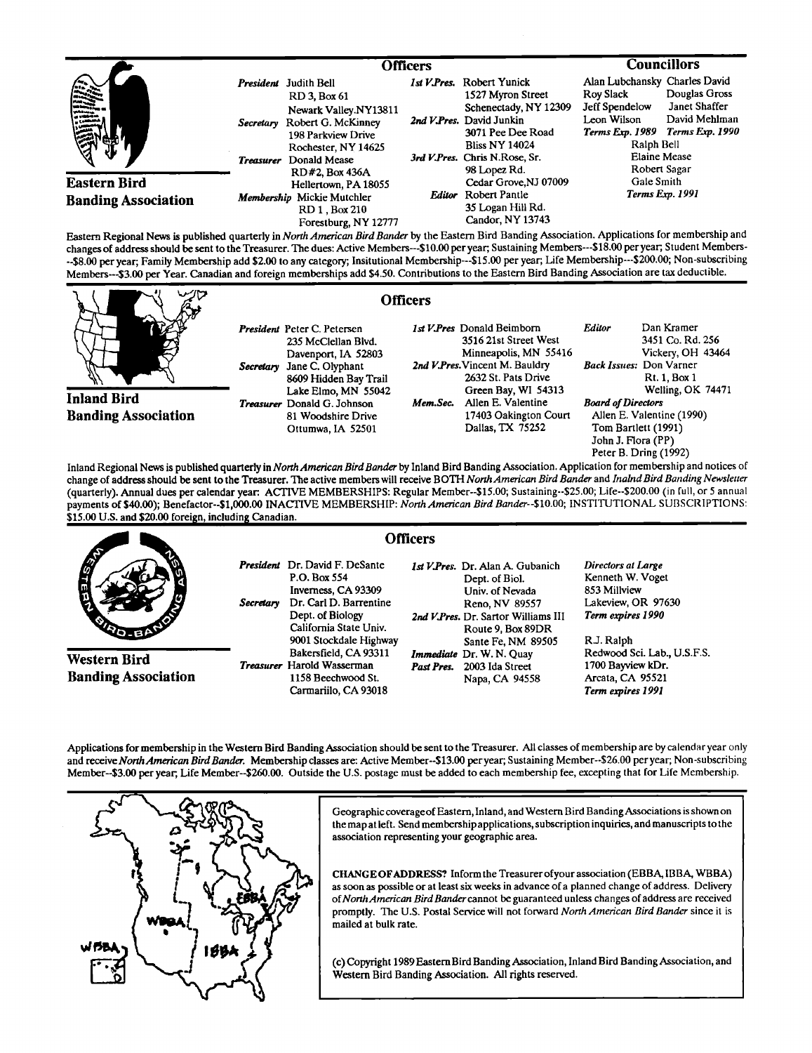## Eastern Bird Banding Association

### Officers

*President* Judith Bell
RD 3, Box 61
Newark Valley.NY13811

*Secretary* Robert G. McKinney
198 Parkview Drive
Rochester, NY 14625

*Treasurer* Donald Mease
RD#2, Box 436A
Hellertown, PA 18055

*Membership* Mickie Mutchler
RD 1, Box 210
Forestburg, NY 12777

*1st V.Pres.* Robert Yunick
1527 Myron Street
Schenectady, NY 12309

*2nd V.Pres.* David Junkin
3071 Pee Dee Road
Bliss NY 14024

*3rd V.Pres.* Chris N.Rose, Sr.
98 Lopez Rd.
Cedar Grove,NJ 07009

*Editor* Robert Pantle
35 Logan Hill Rd.
Candor, NY 13743

### Councillors

| | |
|---|---|
| Alan Lubchansky | Charles David |
| Roy Slack | Douglas Gross |
| Jeff Spendelow | Janet Shaffer |
| Leon Wilson | David Mehlman |
| *Terms Exp. 1989* | *Terms Exp. 1990* |

Ralph Bell
Elaine Mease
Robert Sagar
Gale Smith
*Terms Exp. 1991*

Eastern Regional News is published quarterly in *North American Bird Bander* by the Eastern Bird Banding Association. Applications for membership and changes of address should be sent to the Treasurer. The dues: Active Members---$10.00 per year; Sustaining Members---$18.00 per year; Student Members---$8.00 per year; Family Membership add $2.00 to any category; Insitutional Membership---$15.00 per year; Life Membership---$200.00; Non-subscribing Members---$3.00 per Year. Canadian and foreign memberships add $4.50. Contributions to the Eastern Bird Banding Association are tax deductible.

## Inland Bird Banding Association

### Officers

*President* Peter C. Petersen
235 McClellan Blvd.
Davenport, IA 52803

*Secretary* Jane C. Olyphant
8609 Hidden Bay Trail
Lake Elmo, MN 55042

*Treasurer* Donald G. Johnson
81 Woodshire Drive
Ottumwa, IA 52501

*1st V.Pres* Donald Beimborn
3516 21st Street West
Minneapolis, MN 55416

*2nd V.Pres.* Vincent M. Bauldry
2632 St. Pats Drive
Green Bay, WI 54313

*Mem.Sec.* Allen E. Valentine
17403 Oakington Court
Dallas, TX 75252

*Editor* Dan Kramer
3451 Co. Rd. 256
Vickery, OH 43464

*Back Issues:* Don Varner
Rt. 1, Box 1
Welling, OK 74471

*Board of Directors*
Allen E. Valentine (1990)
Tom Bartlett (1991)
John J. Flora (PP)
Peter B. Dring (1992)

Inland Regional News is published quarterly in *North American Bird Bander* by Inland Bird Banding Association. Application for membership and notices of change of address should be sent to the Treasurer. The active members will receive BOTH *North American Bird Bander* and *Inalnd Bird Banding Newsletter* (quarterly). Annual dues per calendar year: ACTIVE MEMBERSHIPS: Regular Member--$15.00; Sustaining--$25.00; Life--$200.00 (in full, or 5 annual payments of $40.00); Benefactor--$1,000.00 INACTIVE MEMBERSHIP: *North American Bird Bander*--$10.00; INSTITUTIONAL SUBSCRIPTIONS: $15.00 U.S. and $20.00 foreign, including Canadian.

## Western Bird Banding Association

### Officers

*President* Dr. David F. DeSante
P.O. Box 554
Inverness, CA 93309

*Secretary* Dr. Carl D. Barrentine
Dept. of Biology
California State Univ.
9001 Stockdale Highway
Bakersfield, CA 93311

*Treasurer* Harold Wasserman
1158 Beechwood St.
Carmarillo, CA 93018

*1st V.Pres.* Dr. Alan A. Gubanich
Dept. of Biol.
Univ. of Nevada
Reno, NV 89557

*2nd V.Pres.* Dr. Sartor Williams III
Route 9, Box 89DR
Sante Fe, NM 89505

*Immediate Past Pres.* Dr. W. N. Quay
2003 Ida Street
Napa, CA 94558

*Directors at Large*
Kenneth W. Voget
853 Millview
Lakeview, OR 97630
*Term expires 1990*

R.J. Ralph
Redwood Sci. Lab., U.S.F.S.
1700 Bayview kDr.
Arcata, CA 95521
*Term expires 1991*

Applications for membership in the Western Bird Banding Association should be sent to the Treasurer. All classes of membership are by calendar year only and receive *North American Bird Bander*. Membership classes are: Active Member--$13.00 per year; Sustaining Member--$26.00 per year; Non-subscribing Member--$3.00 per year; Life Member--$260.00. Outside the U.S. postage must be added to each membership fee, excepting that for Life Membership.

Geographic coverage of Eastern, Inland, and Western Bird Banding Associations is shown on the map at left. Send membership applications, subscription inquiries, and manuscripts to the association representing your geographic area.

**CHANGE OF ADDRESS?** Inform the Treasurer of your association (EBBA, IBBA, WBBA) as soon as possible or at least six weeks in advance of a planned change of address. Delivery of *North American Bird Bander* cannot be guaranteed unless changes of address are received promptly. The U.S. Postal Service will not forward *North American Bird Bander* since it is mailed at bulk rate.

(c) Copyright 1989 Eastern Bird Banding Association, Inland Bird Banding Association, and Western Bird Banding Association. All rights reserved.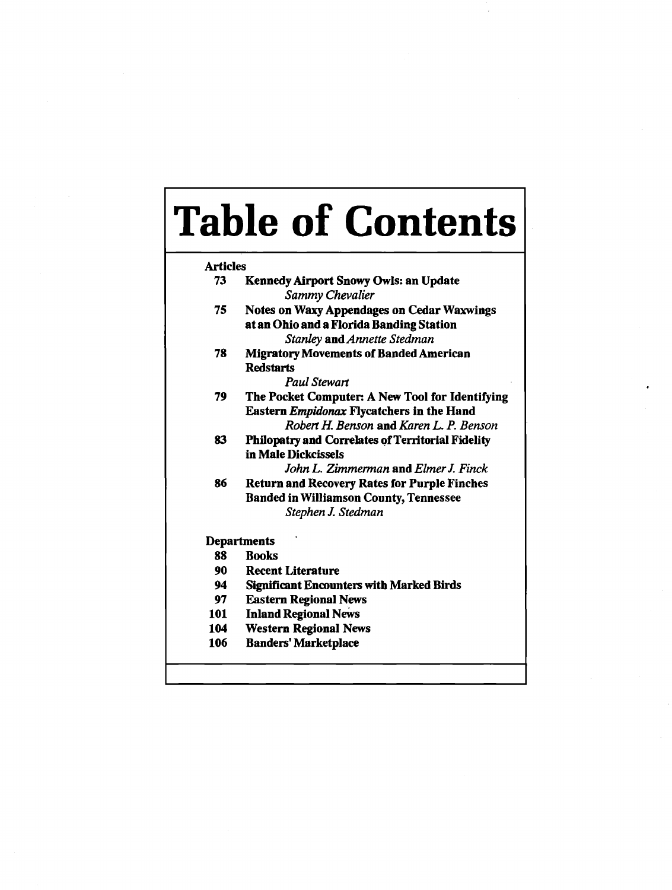# Table of Contents

**Articles**

- **73** **Kennedy Airport Snowy Owls: an Update**
  *Sammy Chevalier*
- **75** **Notes on Waxy Appendages on Cedar Waxwings at an Ohio and a Florida Banding Station**
  *Stanley* **and** *Annette Stedman*
- **78** **Migratory Movements of Banded American Redstarts**
  *Paul Stewart*
- **79** **The Pocket Computer: A New Tool for Identifying Eastern *Empidonax* Flycatchers in the Hand**
  *Robert H. Benson* **and** *Karen L. P. Benson*
- **83** **Philopatry and Correlates of Territorial Fidelity in Male Dickcissels**
  *John L. Zimmerman* **and** *Elmer J. Finck*
- **86** **Return and Recovery Rates for Purple Finches Banded in Williamson County, Tennessee**
  *Stephen J. Stedman*

**Departments**

- **88** **Books**
- **90** **Recent Literature**
- **94** **Significant Encounters with Marked Birds**
- **97** **Eastern Regional News**
- **101** **Inland Regional News**
- **104** **Western Regional News**
- **106** **Banders' Marketplace**